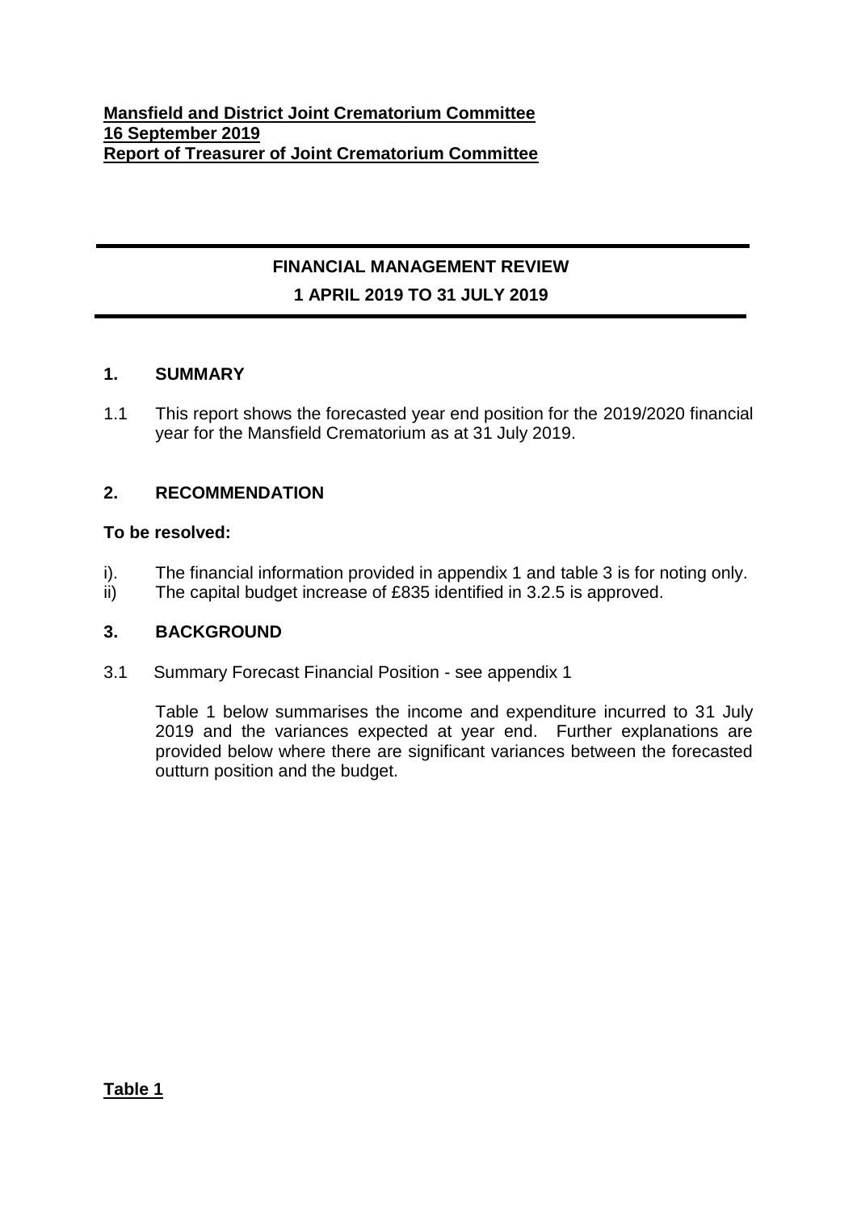**Mansfield and District Joint Crematorium Committee**
**16 September 2019**
**Report of Treasurer of Joint Crematorium Committee**

---

## FINANCIAL MANAGEMENT REVIEW

## 1 APRIL 2019 TO 31 JULY 2019

---

### 1. SUMMARY

1.1 This report shows the forecasted year end position for the 2019/2020 financial year for the Mansfield Crematorium as at 31 July 2019.

### 2. RECOMMENDATION

**To be resolved:**

i). The financial information provided in appendix 1 and table 3 is for noting only.
ii) The capital budget increase of £835 identified in 3.2.5 is approved.

### 3. BACKGROUND

3.1 Summary Forecast Financial Position - see appendix 1

Table 1 below summarises the income and expenditure incurred to 31 July 2019 and the variances expected at year end. Further explanations are provided below where there are significant variances between the forecasted outturn position and the budget.

**Table 1**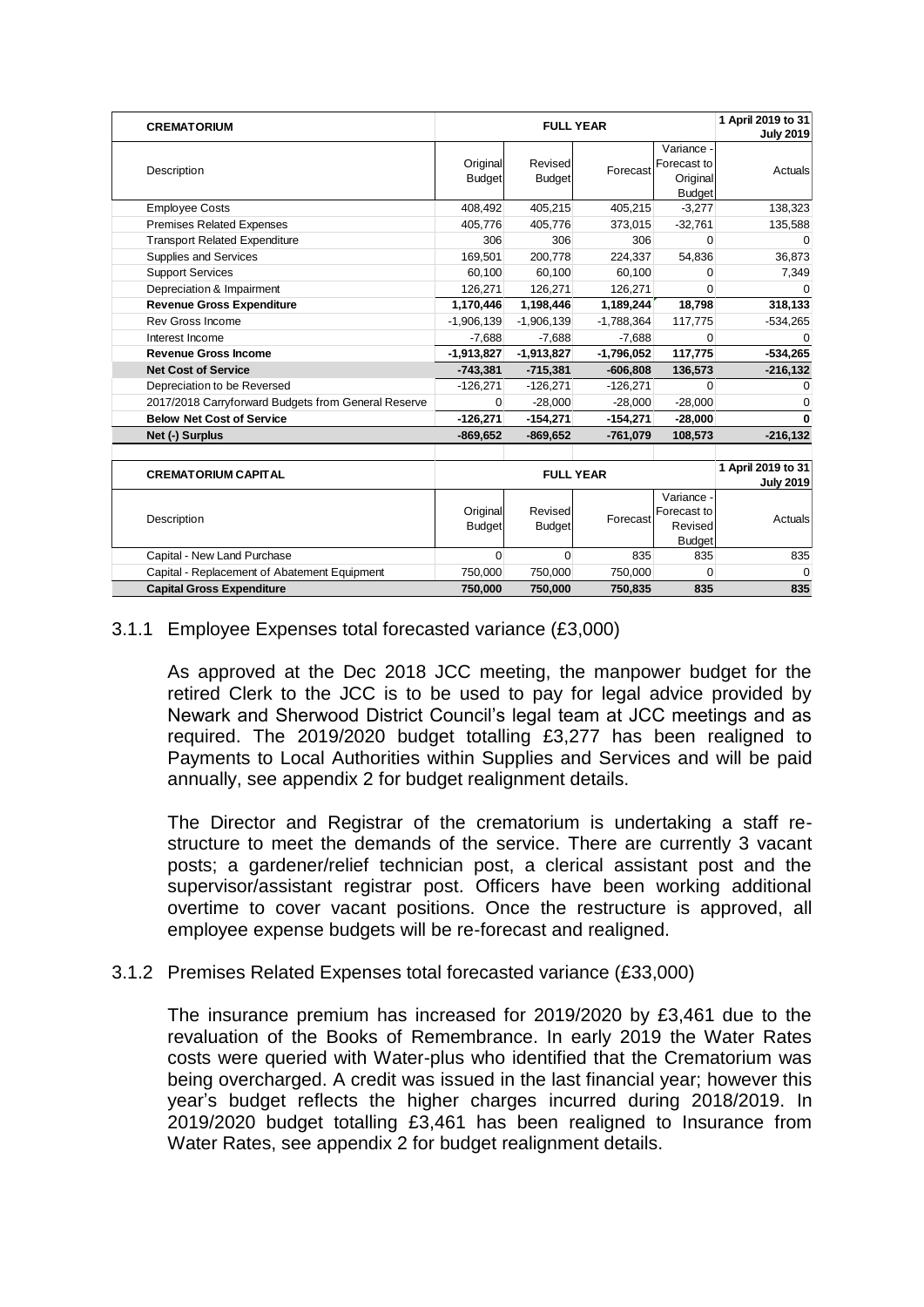| CREMATORIUM | FULL YEAR | | | | 1 April 2019 to 31 July 2019 |
|---|---|---|---|---|---|
| Description | Original Budget | Revised Budget | Forecast | Variance - Forecast to Original Budget | Actuals |
| Employee Costs | 408,492 | 405,215 | 405,215 | -3,277 | 138,323 |
| Premises Related Expenses | 405,776 | 405,776 | 373,015 | -32,761 | 135,588 |
| Transport Related Expenditure | 306 | 306 | 306 | 0 | 0 |
| Supplies and Services | 169,501 | 200,778 | 224,337 | 54,836 | 36,873 |
| Support Services | 60,100 | 60,100 | 60,100 | 0 | 7,349 |
| Depreciation & Impairment | 126,271 | 126,271 | 126,271 | 0 | 0 |
| **Revenue Gross Expenditure** | **1,170,446** | **1,198,446** | **1,189,244** | **18,798** | **318,133** |
| Rev Gross Income | -1,906,139 | -1,906,139 | -1,788,364 | 117,775 | -534,265 |
| Interest Income | -7,688 | -7,688 | -7,688 | 0 | 0 |
| **Revenue Gross Income** | **-1,913,827** | **-1,913,827** | **-1,796,052** | **117,775** | **-534,265** |
| **Net Cost of Service** | **-743,381** | **-715,381** | **-606,808** | **136,573** | **-216,132** |
| Depreciation to be Reversed | -126,271 | -126,271 | -126,271 | 0 | 0 |
| 2017/2018 Carryforward Budgets from General Reserve | 0 | -28,000 | -28,000 | -28,000 | 0 |
| **Below Net Cost of Service** | **-126,271** | **-154,271** | **-154,271** | **-28,000** | **0** |
| **Net (-) Surplus** | **-869,652** | **-869,652** | **-761,079** | **108,573** | **-216,132** |

| CREMATORIUM CAPITAL | FULL YEAR | | | | 1 April 2019 to 31 July 2019 |
|---|---|---|---|---|---|
| Description | Original Budget | Revised Budget | Forecast | Variance - Forecast to Revised Budget | Actuals |
| Capital - New Land Purchase | 0 | 0 | 835 | 835 | 835 |
| Capital - Replacement of Abatement Equipment | 750,000 | 750,000 | 750,000 | 0 | 0 |
| **Capital Gross Expenditure** | **750,000** | **750,000** | **750,835** | **835** | **835** |

3.1.1 Employee Expenses total forecasted variance (£3,000)

As approved at the Dec 2018 JCC meeting, the manpower budget for the retired Clerk to the JCC is to be used to pay for legal advice provided by Newark and Sherwood District Council's legal team at JCC meetings and as required. The 2019/2020 budget totalling £3,277 has been realigned to Payments to Local Authorities within Supplies and Services and will be paid annually, see appendix 2 for budget realignment details.

The Director and Registrar of the crematorium is undertaking a staff re-structure to meet the demands of the service. There are currently 3 vacant posts; a gardener/relief technician post, a clerical assistant post and the supervisor/assistant registrar post. Officers have been working additional overtime to cover vacant positions. Once the restructure is approved, all employee expense budgets will be re-forecast and realigned.

3.1.2 Premises Related Expenses total forecasted variance (£33,000)

The insurance premium has increased for 2019/2020 by £3,461 due to the revaluation of the Books of Remembrance. In early 2019 the Water Rates costs were queried with Water-plus who identified that the Crematorium was being overcharged. A credit was issued in the last financial year; however this year's budget reflects the higher charges incurred during 2018/2019. In 2019/2020 budget totalling £3,461 has been realigned to Insurance from Water Rates, see appendix 2 for budget realignment details.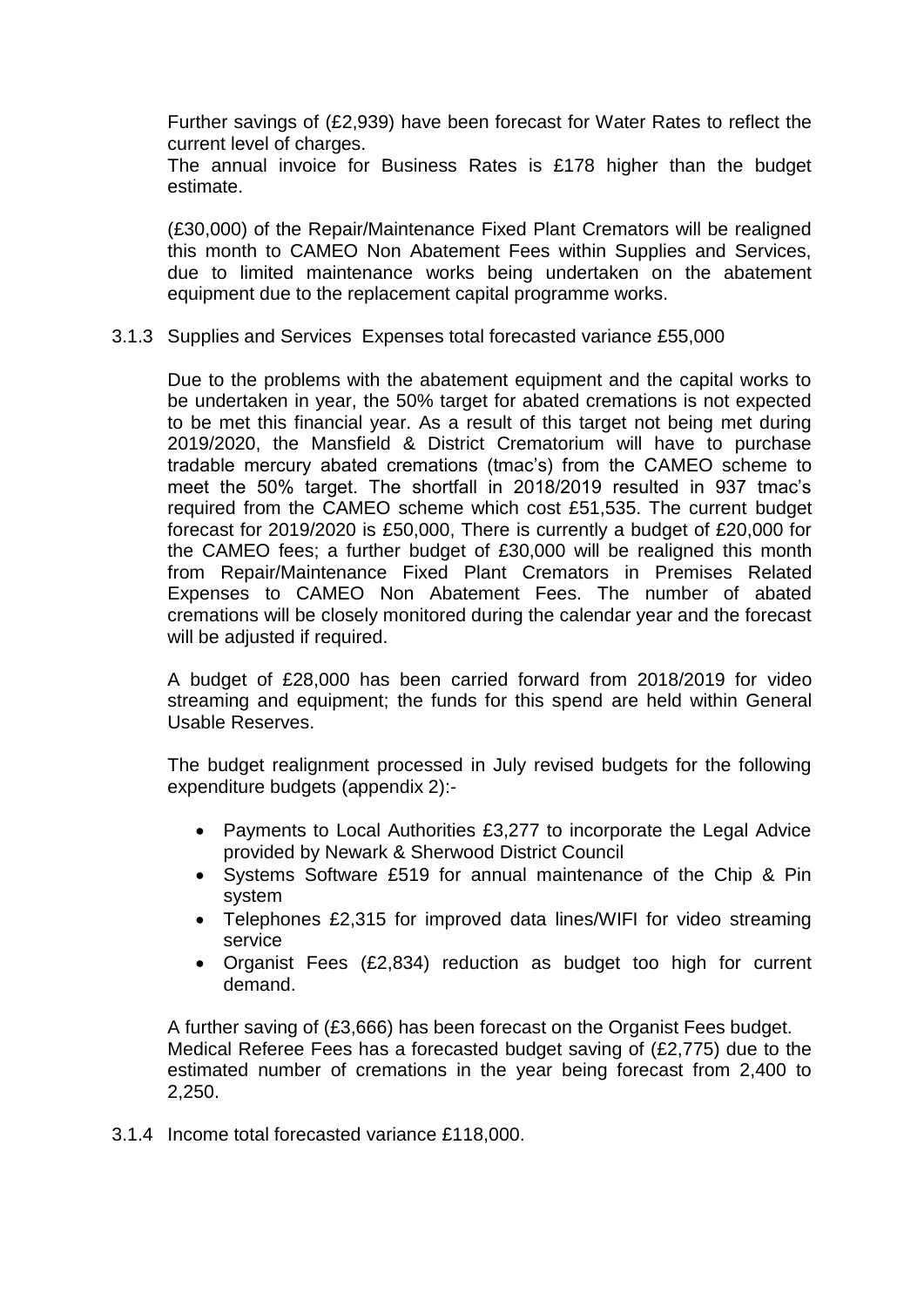Further savings of (£2,939) have been forecast for Water Rates to reflect the current level of charges.
The annual invoice for Business Rates is £178 higher than the budget estimate.

(£30,000) of the Repair/Maintenance Fixed Plant Cremators will be realigned this month to CAMEO Non Abatement Fees within Supplies and Services, due to limited maintenance works being undertaken on the abatement equipment due to the replacement capital programme works.

3.1.3 Supplies and Services Expenses total forecasted variance £55,000

Due to the problems with the abatement equipment and the capital works to be undertaken in year, the 50% target for abated cremations is not expected to be met this financial year. As a result of this target not being met during 2019/2020, the Mansfield & District Crematorium will have to purchase tradable mercury abated cremations (tmac's) from the CAMEO scheme to meet the 50% target. The shortfall in 2018/2019 resulted in 937 tmac's required from the CAMEO scheme which cost £51,535. The current budget forecast for 2019/2020 is £50,000, There is currently a budget of £20,000 for the CAMEO fees; a further budget of £30,000 will be realigned this month from Repair/Maintenance Fixed Plant Cremators in Premises Related Expenses to CAMEO Non Abatement Fees. The number of abated cremations will be closely monitored during the calendar year and the forecast will be adjusted if required.

A budget of £28,000 has been carried forward from 2018/2019 for video streaming and equipment; the funds for this spend are held within General Usable Reserves.

The budget realignment processed in July revised budgets for the following expenditure budgets (appendix 2):-

- Payments to Local Authorities £3,277 to incorporate the Legal Advice provided by Newark & Sherwood District Council
- Systems Software £519 for annual maintenance of the Chip & Pin system
- Telephones £2,315 for improved data lines/WIFI for video streaming service
- Organist Fees (£2,834) reduction as budget too high for current demand.

A further saving of (£3,666) has been forecast on the Organist Fees budget.
Medical Referee Fees has a forecasted budget saving of (£2,775) due to the estimated number of cremations in the year being forecast from 2,400 to 2,250.

3.1.4 Income total forecasted variance £118,000.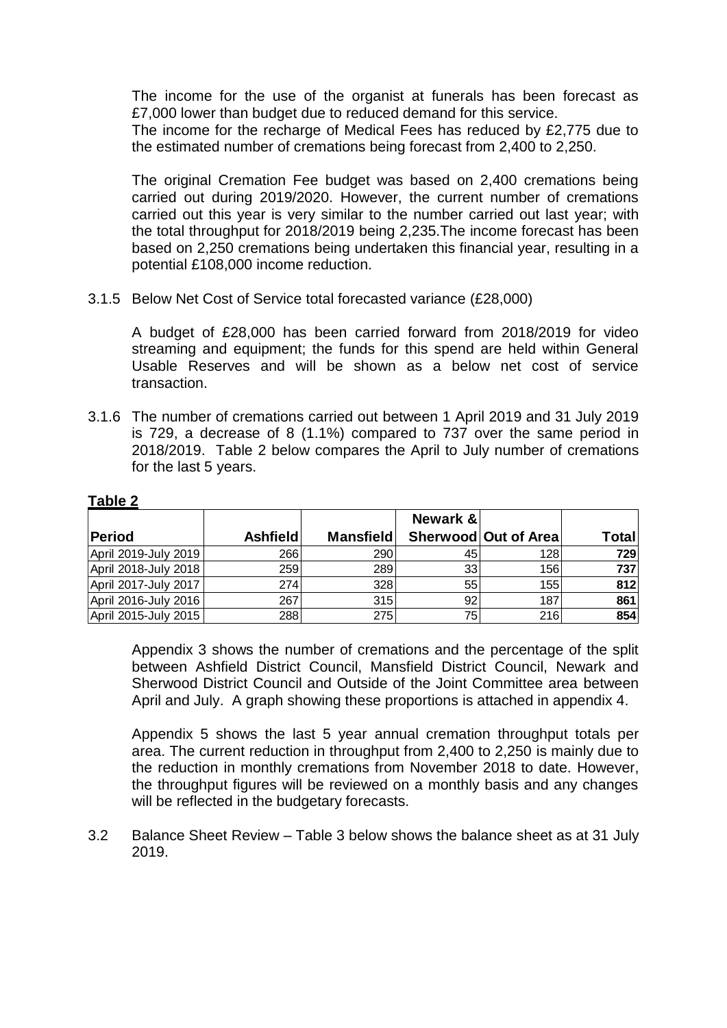The income for the use of the organist at funerals has been forecast as £7,000 lower than budget due to reduced demand for this service.
The income for the recharge of Medical Fees has reduced by £2,775 due to the estimated number of cremations being forecast from 2,400 to 2,250.

The original Cremation Fee budget was based on 2,400 cremations being carried out during 2019/2020. However, the current number of cremations carried out this year is very similar to the number carried out last year; with the total throughput for 2018/2019 being 2,235.The income forecast has been based on 2,250 cremations being undertaken this financial year, resulting in a potential £108,000 income reduction.

3.1.5 Below Net Cost of Service total forecasted variance (£28,000)

A budget of £28,000 has been carried forward from 2018/2019 for video streaming and equipment; the funds for this spend are held within General Usable Reserves and will be shown as a below net cost of service transaction.

3.1.6 The number of cremations carried out between 1 April 2019 and 31 July 2019 is 729, a decrease of 8 (1.1%) compared to 737 over the same period in 2018/2019. Table 2 below compares the April to July number of cremations for the last 5 years.

**Table 2**

| Period | Ashfield | Mansfield | Newark & Sherwood | Out of Area | Total |
|---|---|---|---|---|---|
| April 2019-July 2019 | 266 | 290 | 45 | 128 | **729** |
| April 2018-July 2018 | 259 | 289 | 33 | 156 | **737** |
| April 2017-July 2017 | 274 | 328 | 55 | 155 | **812** |
| April 2016-July 2016 | 267 | 315 | 92 | 187 | **861** |
| April 2015-July 2015 | 288 | 275 | 75 | 216 | **854** |

Appendix 3 shows the number of cremations and the percentage of the split between Ashfield District Council, Mansfield District Council, Newark and Sherwood District Council and Outside of the Joint Committee area between April and July. A graph showing these proportions is attached in appendix 4.

Appendix 5 shows the last 5 year annual cremation throughput totals per area. The current reduction in throughput from 2,400 to 2,250 is mainly due to the reduction in monthly cremations from November 2018 to date. However, the throughput figures will be reviewed on a monthly basis and any changes will be reflected in the budgetary forecasts.

3.2 Balance Sheet Review – Table 3 below shows the balance sheet as at 31 July 2019.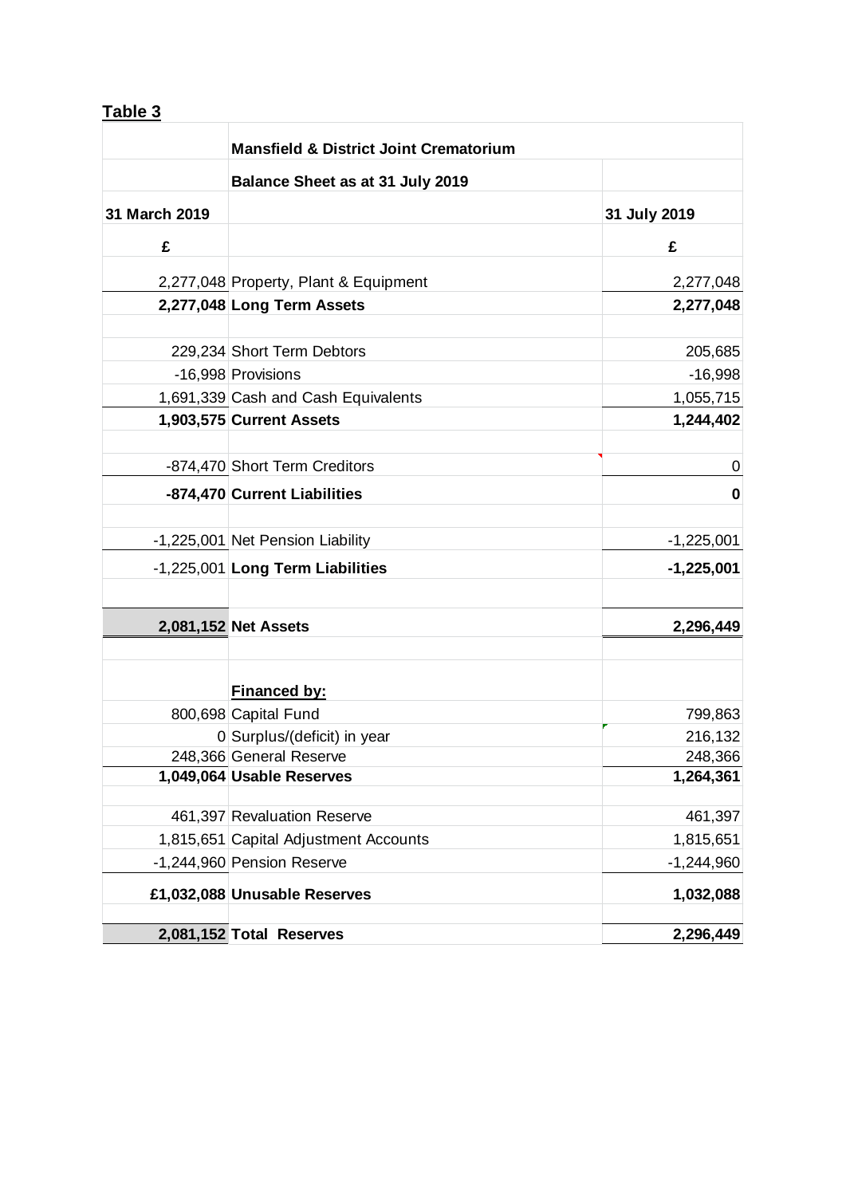**Table 3**

| | Mansfield & District Joint Crematorium | |
|---|---|---|
| | **Balance Sheet as at 31 July 2019** | |
| **31 March 2019** | | **31 July 2019** |
| **£** | | **£** |
| 2,277,048 | Property, Plant & Equipment | 2,277,048 |
| **2,277,048** | **Long Term Assets** | **2,277,048** |
| | | |
| 229,234 | Short Term Debtors | 205,685 |
| -16,998 | Provisions | -16,998 |
| 1,691,339 | Cash and Cash Equivalents | 1,055,715 |
| **1,903,575** | **Current Assets** | **1,244,402** |
| | | |
| -874,470 | Short Term Creditors | 0 |
| **-874,470** | **Current Liabilities** | **0** |
| | | |
| -1,225,001 | Net Pension Liability | -1,225,001 |
| -1,225,001 | **Long Term Liabilities** | **-1,225,001** |
| | | |
| **2,081,152** | **Net Assets** | **2,296,449** |
| | | |
| | **Financed by:** | |
| 800,698 | Capital Fund | 799,863 |
| 0 | Surplus/(deficit) in year | 216,132 |
| 248,366 | General Reserve | 248,366 |
| **1,049,064** | **Usable Reserves** | **1,264,361** |
| | | |
| 461,397 | Revaluation Reserve | 461,397 |
| 1,815,651 | Capital Adjustment Accounts | 1,815,651 |
| -1,244,960 | Pension Reserve | -1,244,960 |
| **£1,032,088** | **Unusable Reserves** | **1,032,088** |
| | | |
| **2,081,152** | **Total Reserves** | **2,296,449** |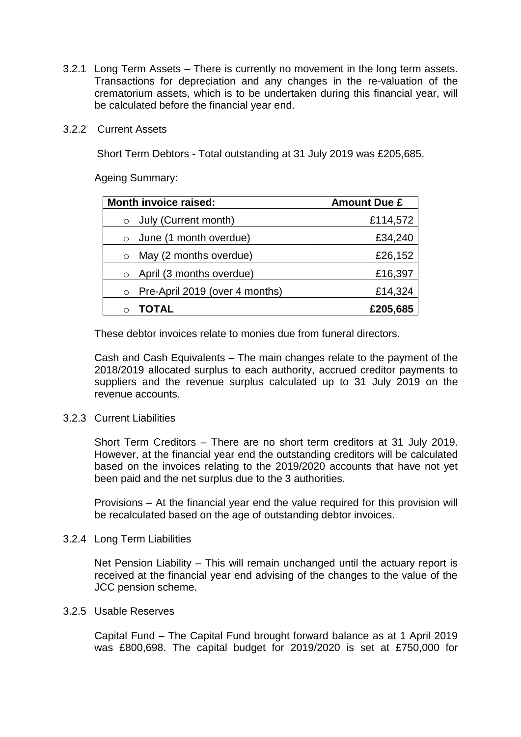3.2.1 Long Term Assets – There is currently no movement in the long term assets. Transactions for depreciation and any changes in the re-valuation of the crematorium assets, which is to be undertaken during this financial year, will be calculated before the financial year end.

3.2.2 Current Assets

Short Term Debtors - Total outstanding at 31 July 2019 was £205,685.

Ageing Summary:

| Month invoice raised: | Amount Due £ |
|---|---|
| ○ July (Current month) | £114,572 |
| ○ June (1 month overdue) | £34,240 |
| ○ May (2 months overdue) | £26,152 |
| ○ April (3 months overdue) | £16,397 |
| ○ Pre-April 2019 (over 4 months) | £14,324 |
| ○ **TOTAL** | **£205,685** |

These debtor invoices relate to monies due from funeral directors.

Cash and Cash Equivalents – The main changes relate to the payment of the 2018/2019 allocated surplus to each authority, accrued creditor payments to suppliers and the revenue surplus calculated up to 31 July 2019 on the revenue accounts.

3.2.3 Current Liabilities

Short Term Creditors – There are no short term creditors at 31 July 2019. However, at the financial year end the outstanding creditors will be calculated based on the invoices relating to the 2019/2020 accounts that have not yet been paid and the net surplus due to the 3 authorities.

Provisions – At the financial year end the value required for this provision will be recalculated based on the age of outstanding debtor invoices.

3.2.4 Long Term Liabilities

Net Pension Liability – This will remain unchanged until the actuary report is received at the financial year end advising of the changes to the value of the JCC pension scheme.

3.2.5 Usable Reserves

Capital Fund – The Capital Fund brought forward balance as at 1 April 2019 was £800,698. The capital budget for 2019/2020 is set at £750,000 for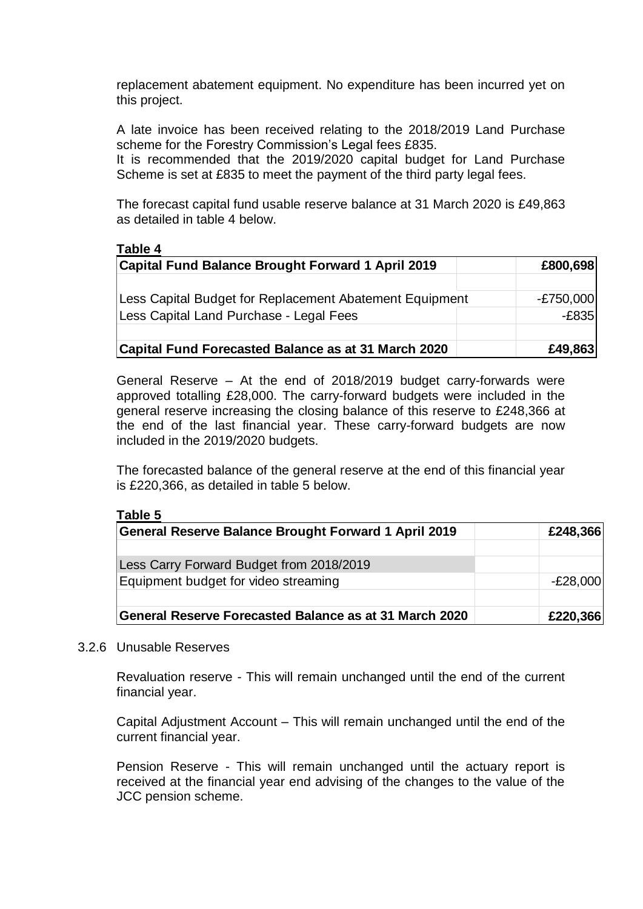replacement abatement equipment. No expenditure has been incurred yet on this project.

A late invoice has been received relating to the 2018/2019 Land Purchase scheme for the Forestry Commission's Legal fees £835.
It is recommended that the 2019/2020 capital budget for Land Purchase Scheme is set at £835 to meet the payment of the third party legal fees.

The forecast capital fund usable reserve balance at 31 March 2020 is £49,863 as detailed in table 4 below.

**Table 4**

| **Capital Fund Balance Brought Forward 1 April 2019** | | **£800,698** |
|---|---|---|
| | | |
| Less Capital Budget for Replacement Abatement Equipment | | -£750,000 |
| Less Capital Land Purchase - Legal Fees | | -£835 |
| | | |
| **Capital Fund Forecasted Balance as at 31 March 2020** | | **£49,863** |

General Reserve – At the end of 2018/2019 budget carry-forwards were approved totalling £28,000. The carry-forward budgets were included in the general reserve increasing the closing balance of this reserve to £248,366 at the end of the last financial year. These carry-forward budgets are now included in the 2019/2020 budgets.

The forecasted balance of the general reserve at the end of this financial year is £220,366, as detailed in table 5 below.

**Table 5**

| **General Reserve Balance Brought Forward 1 April 2019** | | **£248,366** |
|---|---|---|
| | | |
| Less Carry Forward Budget from 2018/2019 | | |
| Equipment budget for video streaming | | -£28,000 |
| | | |
| **General Reserve Forecasted Balance as at 31 March 2020** | | **£220,366** |

3.2.6 Unusable Reserves

Revaluation reserve - This will remain unchanged until the end of the current financial year.

Capital Adjustment Account – This will remain unchanged until the end of the current financial year.

Pension Reserve - This will remain unchanged until the actuary report is received at the financial year end advising of the changes to the value of the JCC pension scheme.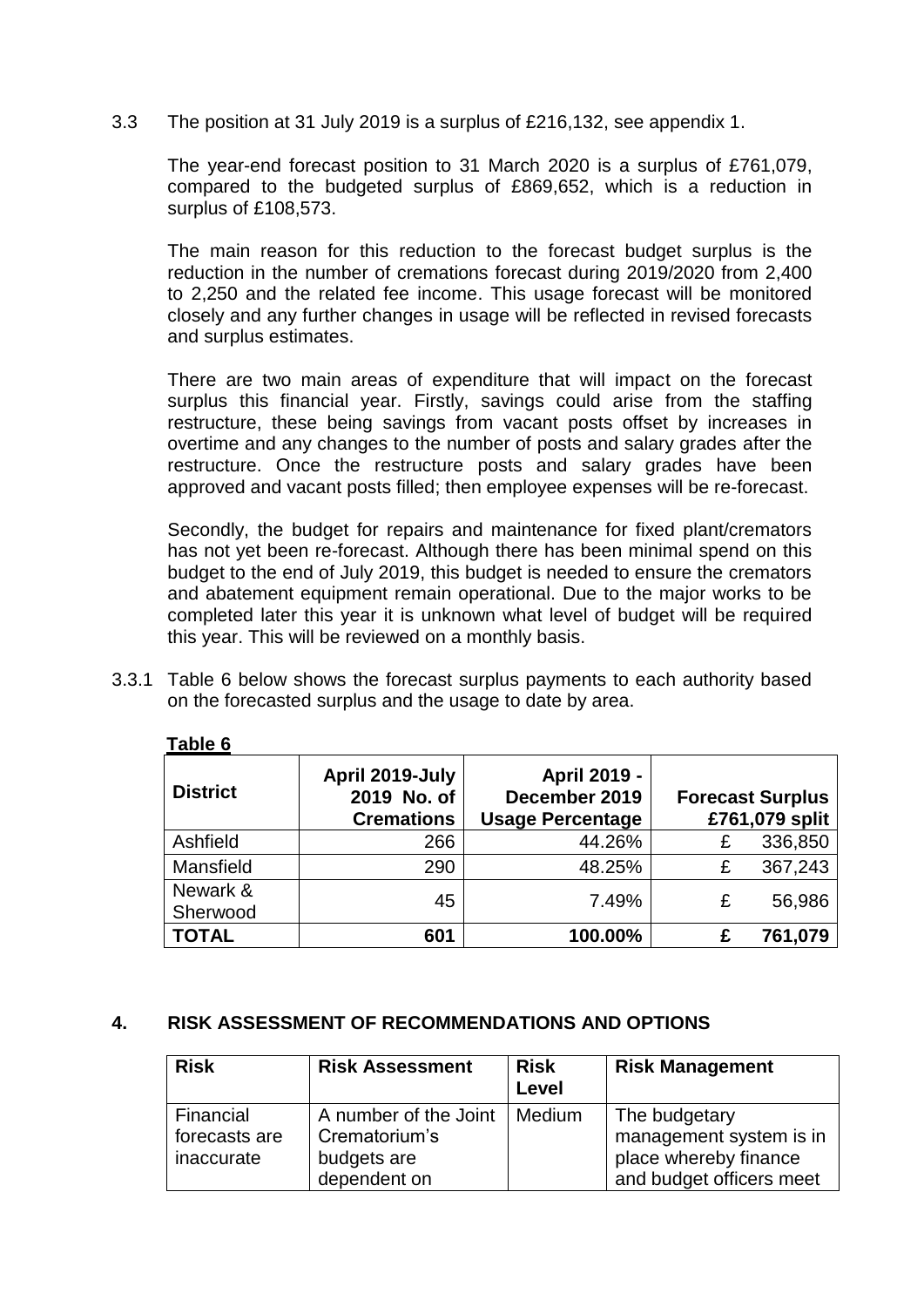3.3 The position at 31 July 2019 is a surplus of £216,132, see appendix 1.

The year-end forecast position to 31 March 2020 is a surplus of £761,079, compared to the budgeted surplus of £869,652, which is a reduction in surplus of £108,573.

The main reason for this reduction to the forecast budget surplus is the reduction in the number of cremations forecast during 2019/2020 from 2,400 to 2,250 and the related fee income. This usage forecast will be monitored closely and any further changes in usage will be reflected in revised forecasts and surplus estimates.

There are two main areas of expenditure that will impact on the forecast surplus this financial year. Firstly, savings could arise from the staffing restructure, these being savings from vacant posts offset by increases in overtime and any changes to the number of posts and salary grades after the restructure. Once the restructure posts and salary grades have been approved and vacant posts filled; then employee expenses will be re-forecast.

Secondly, the budget for repairs and maintenance for fixed plant/cremators has not yet been re-forecast. Although there has been minimal spend on this budget to the end of July 2019, this budget is needed to ensure the cremators and abatement equipment remain operational. Due to the major works to be completed later this year it is unknown what level of budget will be required this year. This will be reviewed on a monthly basis.

3.3.1 Table 6 below shows the forecast surplus payments to each authority based on the forecasted surplus and the usage to date by area.

**Table 6**

| District | April 2019-July 2019 No. of Cremations | April 2019 - December 2019 Usage Percentage | Forecast Surplus £761,079 split |
|---|---|---|---|
| Ashfield | 266 | 44.26% | £ 336,850 |
| Mansfield | 290 | 48.25% | £ 367,243 |
| Newark & Sherwood | 45 | 7.49% | £ 56,986 |
| **TOTAL** | **601** | **100.00%** | **£ 761,079** |

## 4. RISK ASSESSMENT OF RECOMMENDATIONS AND OPTIONS

| Risk | Risk Assessment | Risk Level | Risk Management |
|---|---|---|---|
| Financial forecasts are inaccurate | A number of the Joint Crematorium's budgets are dependent on | Medium | The budgetary management system is in place whereby finance and budget officers meet |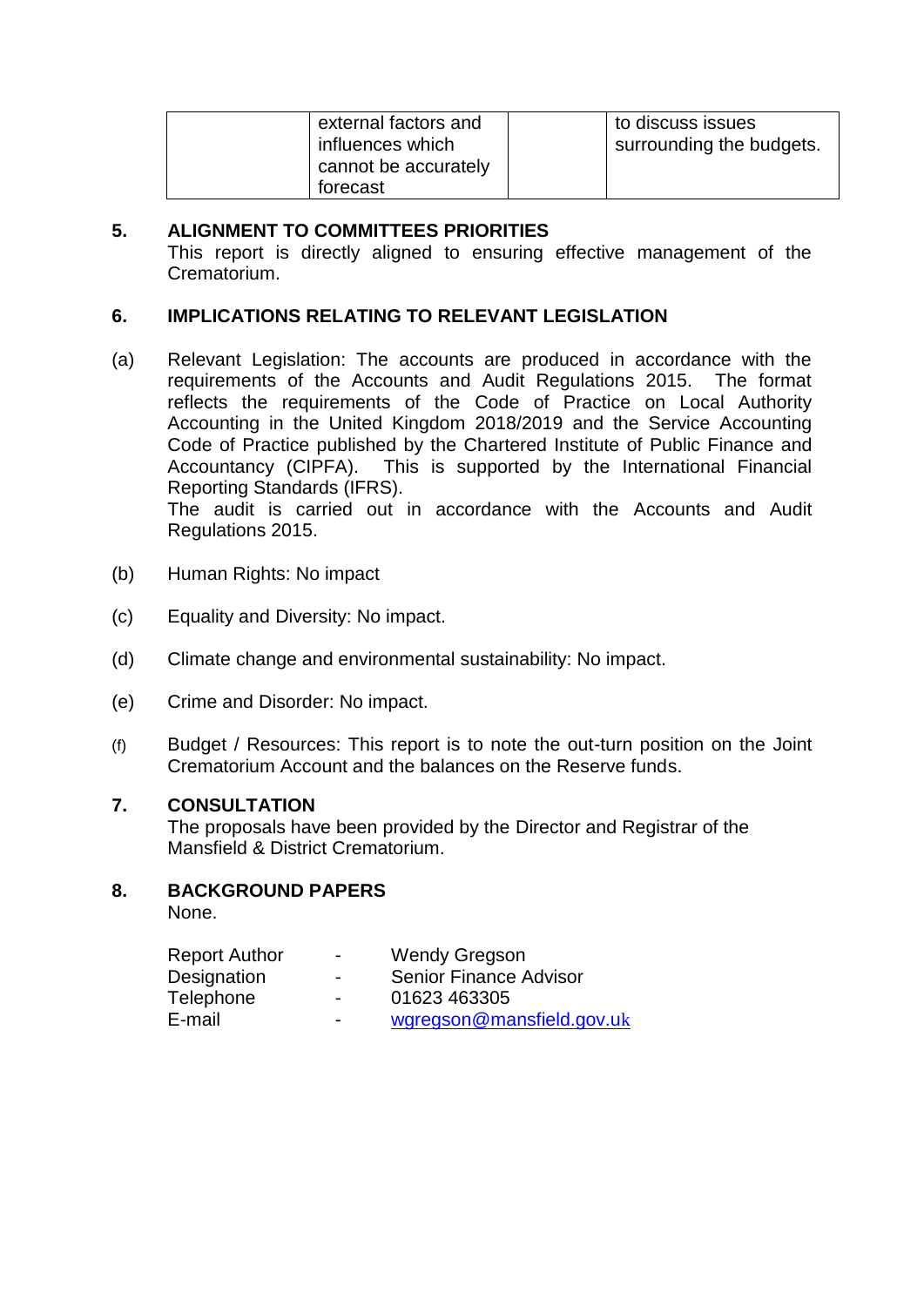|  | external factors and influences which cannot be accurately forecast |  | to discuss issues surrounding the budgets. |
|---|---|---|---|

## 5. ALIGNMENT TO COMMITTEES PRIORITIES

This report is directly aligned to ensuring effective management of the Crematorium.

## 6. IMPLICATIONS RELATING TO RELEVANT LEGISLATION

(a) Relevant Legislation: The accounts are produced in accordance with the requirements of the Accounts and Audit Regulations 2015. The format reflects the requirements of the Code of Practice on Local Authority Accounting in the United Kingdom 2018/2019 and the Service Accounting Code of Practice published by the Chartered Institute of Public Finance and Accountancy (CIPFA). This is supported by the International Financial Reporting Standards (IFRS).
The audit is carried out in accordance with the Accounts and Audit Regulations 2015.

(b) Human Rights: No impact

(c) Equality and Diversity: No impact.

(d) Climate change and environmental sustainability: No impact.

(e) Crime and Disorder: No impact.

(f) Budget / Resources: This report is to note the out-turn position on the Joint Crematorium Account and the balances on the Reserve funds.

## 7. CONSULTATION

The proposals have been provided by the Director and Registrar of the Mansfield & District Crematorium.

## 8. BACKGROUND PAPERS

None.

| | | |
|---|---|---|
| Report Author | - | Wendy Gregson |
| Designation | - | Senior Finance Advisor |
| Telephone | - | 01623 463305 |
| E-mail | - | wgregson@mansfield.gov.uk |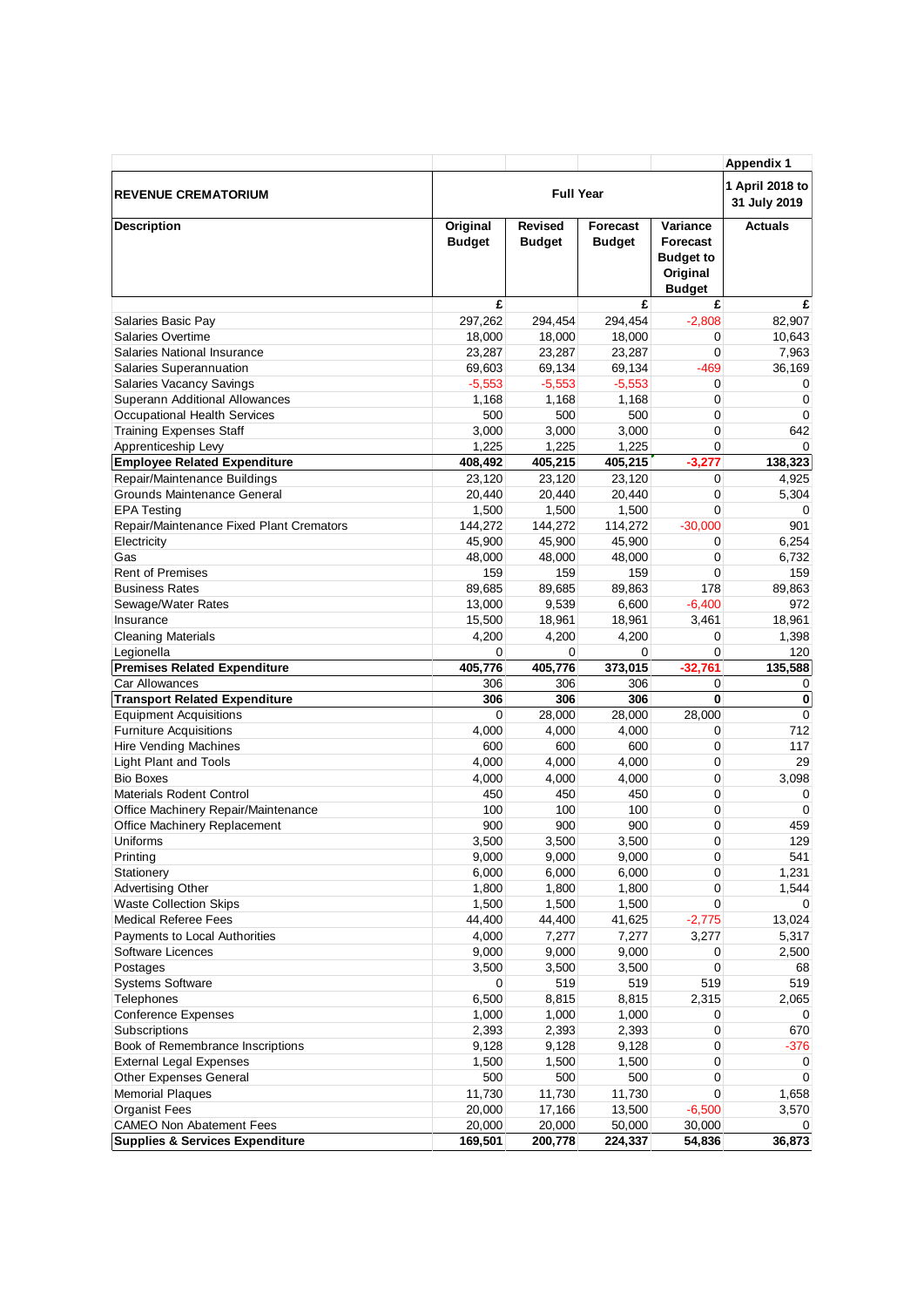| | | | | | Appendix 1 |
|---|---|---|---|---|---|
| **REVENUE CREMATORIUM** | **Full Year** | | | | **1 April 2018 to 31 July 2019** |
| **Description** | **Original Budget** | **Revised Budget** | **Forecast Budget** | **Variance Forecast Budget to Original Budget** | **Actuals** |
| | £ | | £ | £ | £ |
| Salaries Basic Pay | 297,262 | 294,454 | 294,454 | -2,808 | 82,907 |
| Salaries Overtime | 18,000 | 18,000 | 18,000 | 0 | 10,643 |
| Salaries National Insurance | 23,287 | 23,287 | 23,287 | 0 | 7,963 |
| Salaries Superannuation | 69,603 | 69,134 | 69,134 | -469 | 36,169 |
| Salaries Vacancy Savings | -5,553 | -5,553 | -5,553 | 0 | 0 |
| Superann Additional Allowances | 1,168 | 1,168 | 1,168 | 0 | 0 |
| Occupational Health Services | 500 | 500 | 500 | 0 | 0 |
| Training Expenses Staff | 3,000 | 3,000 | 3,000 | 0 | 642 |
| Apprenticeship Levy | 1,225 | 1,225 | 1,225 | 0 | 0 |
| **Employee Related Expenditure** | **408,492** | **405,215** | **405,215** | **-3,277** | **138,323** |
| Repair/Maintenance Buildings | 23,120 | 23,120 | 23,120 | 0 | 4,925 |
| Grounds Maintenance General | 20,440 | 20,440 | 20,440 | 0 | 5,304 |
| EPA Testing | 1,500 | 1,500 | 1,500 | 0 | 0 |
| Repair/Maintenance Fixed Plant Cremators | 144,272 | 144,272 | 114,272 | -30,000 | 901 |
| Electricity | 45,900 | 45,900 | 45,900 | 0 | 6,254 |
| Gas | 48,000 | 48,000 | 48,000 | 0 | 6,732 |
| Rent of Premises | 159 | 159 | 159 | 0 | 159 |
| Business Rates | 89,685 | 89,685 | 89,863 | 178 | 89,863 |
| Sewage/Water Rates | 13,000 | 9,539 | 6,600 | -6,400 | 972 |
| Insurance | 15,500 | 18,961 | 18,961 | 3,461 | 18,961 |
| Cleaning Materials | 4,200 | 4,200 | 4,200 | 0 | 1,398 |
| Legionella | 0 | 0 | 0 | 0 | 120 |
| **Premises Related Expenditure** | **405,776** | **405,776** | **373,015** | **-32,761** | **135,588** |
| Car Allowances | 306 | 306 | 306 | 0 | 0 |
| **Transport Related Expenditure** | **306** | **306** | **306** | **0** | **0** |
| Equipment Acquisitions | 0 | 28,000 | 28,000 | 28,000 | 0 |
| Furniture Acquisitions | 4,000 | 4,000 | 4,000 | 0 | 712 |
| Hire Vending Machines | 600 | 600 | 600 | 0 | 117 |
| Light Plant and Tools | 4,000 | 4,000 | 4,000 | 0 | 29 |
| Bio Boxes | 4,000 | 4,000 | 4,000 | 0 | 3,098 |
| Materials Rodent Control | 450 | 450 | 450 | 0 | 0 |
| Office Machinery Repair/Maintenance | 100 | 100 | 100 | 0 | 0 |
| Office Machinery Replacement | 900 | 900 | 900 | 0 | 459 |
| Uniforms | 3,500 | 3,500 | 3,500 | 0 | 129 |
| Printing | 9,000 | 9,000 | 9,000 | 0 | 541 |
| Stationery | 6,000 | 6,000 | 6,000 | 0 | 1,231 |
| Advertising Other | 1,800 | 1,800 | 1,800 | 0 | 1,544 |
| Waste Collection Skips | 1,500 | 1,500 | 1,500 | 0 | 0 |
| Medical Referee Fees | 44,400 | 44,400 | 41,625 | -2,775 | 13,024 |
| Payments to Local Authorities | 4,000 | 7,277 | 7,277 | 3,277 | 5,317 |
| Software Licences | 9,000 | 9,000 | 9,000 | 0 | 2,500 |
| Postages | 3,500 | 3,500 | 3,500 | 0 | 68 |
| Systems Software | 0 | 519 | 519 | 519 | 519 |
| Telephones | 6,500 | 8,815 | 8,815 | 2,315 | 2,065 |
| Conference Expenses | 1,000 | 1,000 | 1,000 | 0 | 0 |
| Subscriptions | 2,393 | 2,393 | 2,393 | 0 | 670 |
| Book of Remembrance Inscriptions | 9,128 | 9,128 | 9,128 | 0 | -376 |
| External Legal Expenses | 1,500 | 1,500 | 1,500 | 0 | 0 |
| Other Expenses General | 500 | 500 | 500 | 0 | 0 |
| Memorial Plaques | 11,730 | 11,730 | 11,730 | 0 | 1,658 |
| Organist Fees | 20,000 | 17,166 | 13,500 | -6,500 | 3,570 |
| CAMEO Non Abatement Fees | 20,000 | 20,000 | 50,000 | 30,000 | 0 |
| **Supplies & Services Expenditure** | **169,501** | **200,778** | **224,337** | **54,836** | **36,873** |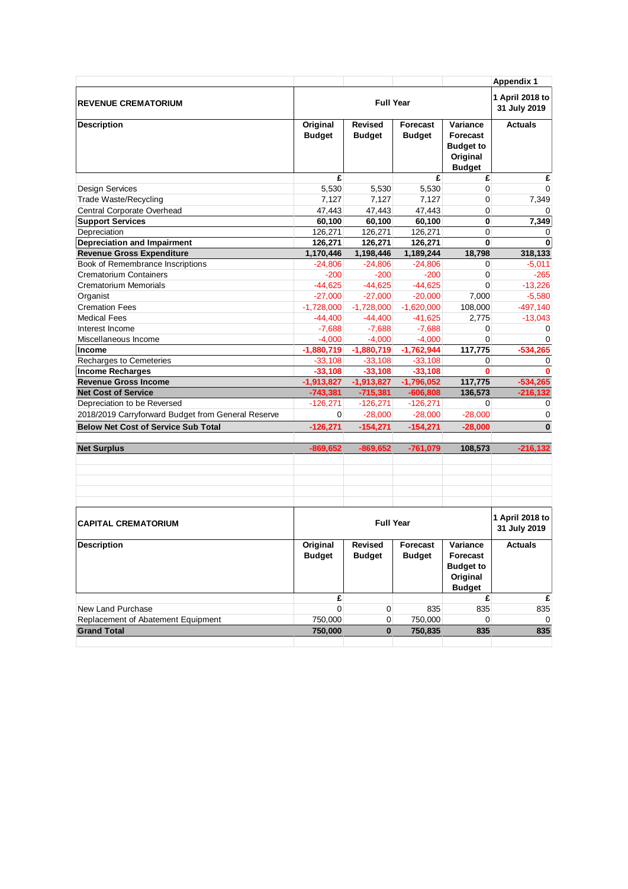Appendix 1

| REVENUE CREMATORIUM | Full Year | | | | 1 April 2018 to 31 July 2019 |
|---|---|---|---|---|---|
| **Description** | **Original Budget** | **Revised Budget** | **Forecast Budget** | **Variance Forecast Budget to Original Budget** | **Actuals** |
| | £ | | £ | £ | £ |
| Design Services | 5,530 | 5,530 | 5,530 | 0 | 0 |
| Trade Waste/Recycling | 7,127 | 7,127 | 7,127 | 0 | 7,349 |
| Central Corporate Overhead | 47,443 | 47,443 | 47,443 | 0 | 0 |
| **Support Services** | **60,100** | **60,100** | **60,100** | **0** | **7,349** |
| Depreciation | 126,271 | 126,271 | 126,271 | 0 | 0 |
| **Depreciation and Impairment** | **126,271** | **126,271** | **126,271** | **0** | **0** |
| **Revenue Gross Expenditure** | **1,170,446** | **1,198,446** | **1,189,244** | **18,798** | **318,133** |
| Book of Remembrance Inscriptions | -24,806 | -24,806 | -24,806 | 0 | -5,011 |
| Crematorium Containers | -200 | -200 | -200 | 0 | -265 |
| Crematorium Memorials | -44,625 | -44,625 | -44,625 | 0 | -13,226 |
| Organist | -27,000 | -27,000 | -20,000 | 7,000 | -5,580 |
| Cremation Fees | -1,728,000 | -1,728,000 | -1,620,000 | 108,000 | -497,140 |
| Medical Fees | -44,400 | -44,400 | -41,625 | 2,775 | -13,043 |
| Interest Income | -7,688 | -7,688 | -7,688 | 0 | 0 |
| Miscellaneous Income | -4,000 | -4,000 | -4,000 | 0 | 0 |
| **Income** | **-1,880,719** | **-1,880,719** | **-1,762,944** | **117,775** | **-534,265** |
| Recharges to Cemeteries | -33,108 | -33,108 | -33,108 | 0 | 0 |
| **Income Recharges** | **-33,108** | **-33,108** | **-33,108** | **0** | **0** |
| **Revenue Gross Income** | **-1,913,827** | **-1,913,827** | **-1,796,052** | **117,775** | **-534,265** |
| **Net Cost of Service** | **-743,381** | **-715,381** | **-606,808** | **136,573** | **-216,132** |
| Depreciation to be Reversed | -126,271 | -126,271 | -126,271 | 0 | 0 |
| 2018/2019 Carryforward Budget from General Reserve | 0 | -28,000 | -28,000 | -28,000 | 0 |
| **Below Net Cost of Service Sub Total** | **-126,271** | **-154,271** | **-154,271** | **-28,000** | **0** |
| | | | | | |
| **Net Surplus** | **-869,652** | **-869,652** | **-761,079** | **108,573** | **-216,132** |

| CAPITAL CREMATORIUM | Full Year | | | | 1 April 2018 to 31 July 2019 |
|---|---|---|---|---|---|
| **Description** | **Original Budget** | **Revised Budget** | **Forecast Budget** | **Variance Forecast Budget to Original Budget** | **Actuals** |
| | £ | | | £ | £ |
| New Land Purchase | 0 | 0 | 835 | 835 | 835 |
| Replacement of Abatement Equipment | 750,000 | 0 | 750,000 | 0 | 0 |
| **Grand Total** | **750,000** | **0** | **750,835** | **835** | **835** |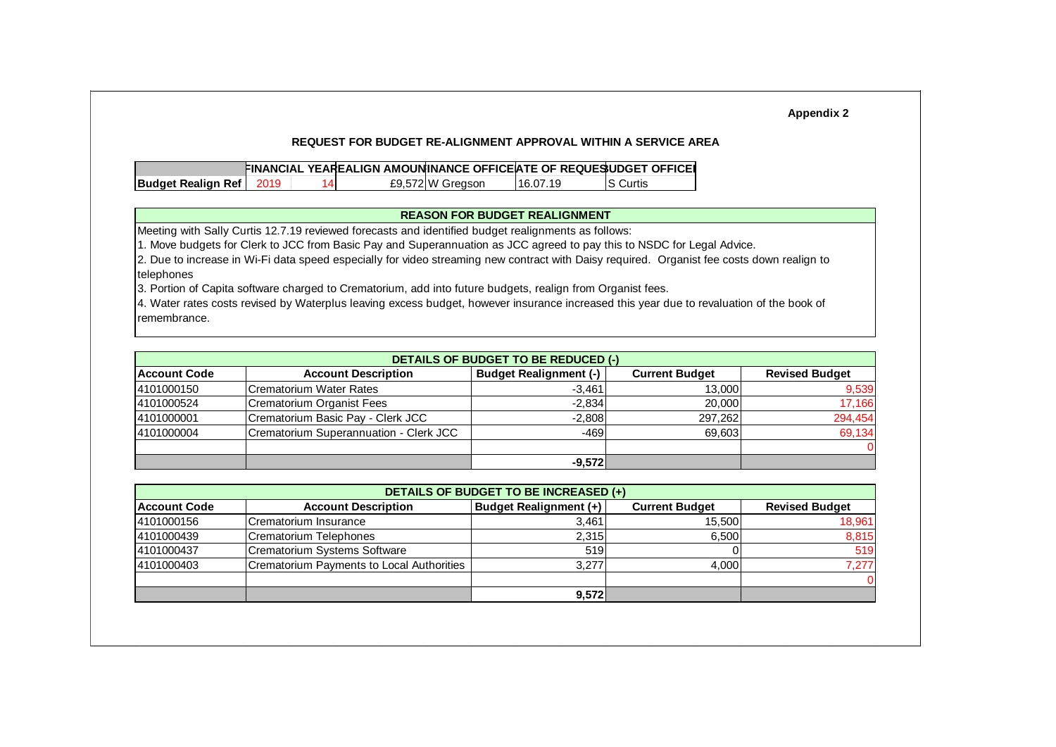**Appendix 2**

## REQUEST FOR BUDGET RE-ALIGNMENT APPROVAL WITHIN A SERVICE AREA

| | FINANCIAL YEAR | | REALIGN AMOUNT | FINANCE OFFICER | DATE OF REQUEST | BUDGET OFFICER |
|---|---|---|---|---|---|---|
| **Budget Realign Ref** | 2019 | 14 | £9,572 | W Gregson | 16.07.19 | S Curtis |

### REASON FOR BUDGET REALIGNMENT

Meeting with Sally Curtis 12.7.19 reviewed forecasts and identified budget realignments as follows:

1. Move budgets for Clerk to JCC from Basic Pay and Superannuation as JCC agreed to pay this to NSDC for Legal Advice.
2. Due to increase in Wi-Fi data speed especially for video streaming new contract with Daisy required. Organist fee costs down realign to telephones
3. Portion of Capita software charged to Crematorium, add into future budgets, realign from Organist fees.
4. Water rates costs revised by Waterplus leaving excess budget, however insurance increased this year due to revaluation of the book of remembrance.

### DETAILS OF BUDGET TO BE REDUCED (-)

| Account Code | Account Description | Budget Realignment (-) | Current Budget | Revised Budget |
|---|---|---|---|---|
| 4101000150 | Crematorium Water Rates | -3,461 | 13,000 | 9,539 |
| 4101000524 | Crematorium Organist Fees | -2,834 | 20,000 | 17,166 |
| 4101000001 | Crematorium Basic Pay - Clerk JCC | -2,808 | 297,262 | 294,454 |
| 4101000004 | Crematorium Superannuation - Clerk JCC | -469 | 69,603 | 69,134 |
| | | | | 0 |
| | | **-9,572** | | |

### DETAILS OF BUDGET TO BE INCREASED (+)

| Account Code | Account Description | Budget Realignment (+) | Current Budget | Revised Budget |
|---|---|---|---|---|
| 4101000156 | Crematorium Insurance | 3,461 | 15,500 | 18,961 |
| 4101000439 | Crematorium Telephones | 2,315 | 6,500 | 8,815 |
| 4101000437 | Crematorium Systems Software | 519 | 0 | 519 |
| 4101000403 | Crematorium Payments to Local Authorities | 3,277 | 4,000 | 7,277 |
| | | | | 0 |
| | | **9,572** | | |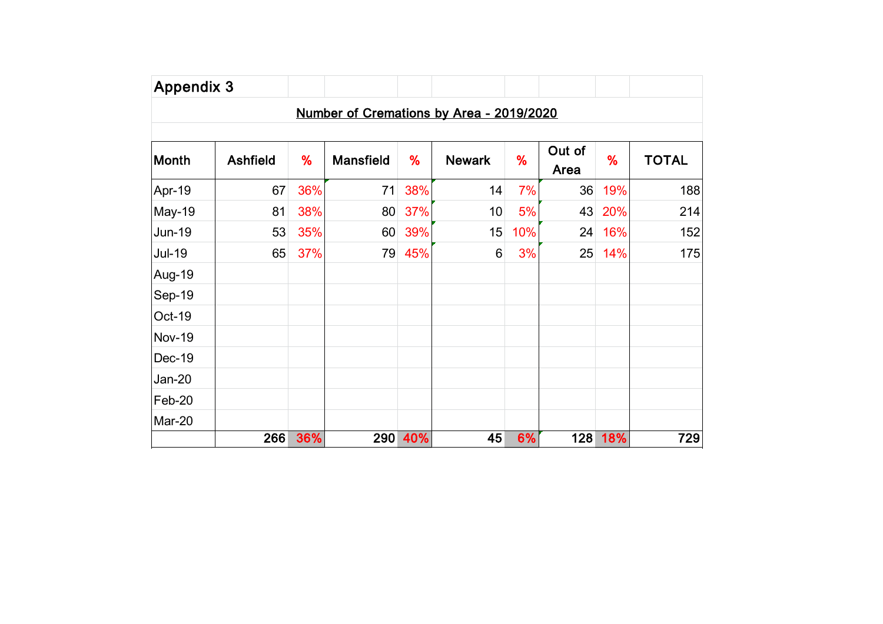## Appendix 3

**Number of Cremations by Area - 2019/2020**

| Month | Ashfield | % | Mansfield | % | Newark | % | Out of Area | % | TOTAL |
|---|---|---|---|---|---|---|---|---|---|
| Apr-19 | 67 | 36% | 71 | 38% | 14 | 7% | 36 | 19% | 188 |
| May-19 | 81 | 38% | 80 | 37% | 10 | 5% | 43 | 20% | 214 |
| Jun-19 | 53 | 35% | 60 | 39% | 15 | 10% | 24 | 16% | 152 |
| Jul-19 | 65 | 37% | 79 | 45% | 6 | 3% | 25 | 14% | 175 |
| Aug-19 | | | | | | | | | |
| Sep-19 | | | | | | | | | |
| Oct-19 | | | | | | | | | |
| Nov-19 | | | | | | | | | |
| Dec-19 | | | | | | | | | |
| Jan-20 | | | | | | | | | |
| Feb-20 | | | | | | | | | |
| Mar-20 | | | | | | | | | |
| | **266** | **36%** | **290** | **40%** | **45** | **6%** | **128** | **18%** | **729** |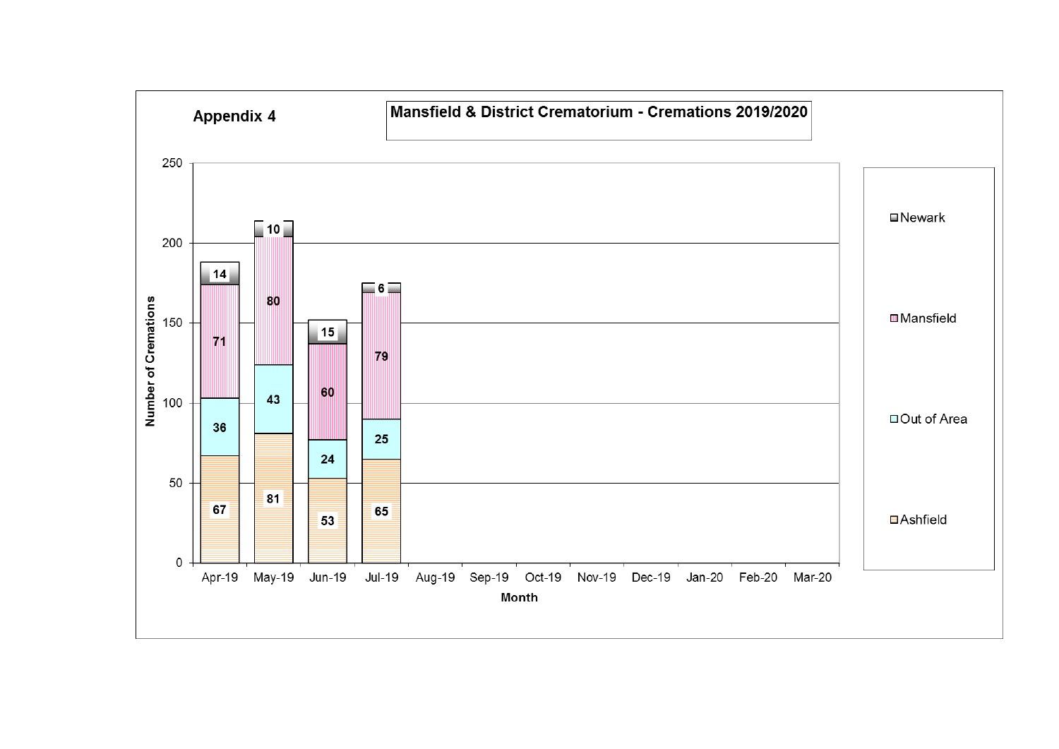**Appendix 4**

**Mansfield & District Crematorium - Cremations 2019/2020**

| Month | Ashfield | Out of Area | Mansfield | Newark |
| --- | --- | --- | --- | --- |
| Apr-19 | 67 | 36 | 71 | 14 |
| May-19 | 81 | 43 | 80 | 10 |
| Jun-19 | 53 | 24 | 60 | 15 |
| Jul-19 | 65 | 25 | 79 | 6 |
| Aug-19 | | | | |
| Sep-19 | | | | |
| Oct-19 | | | | |
| Nov-19 | | | | |
| Dec-19 | | | | |
| Jan-20 | | | | |
| Feb-20 | | | | |
| Mar-20 | | | | |

Number of Cremations

Month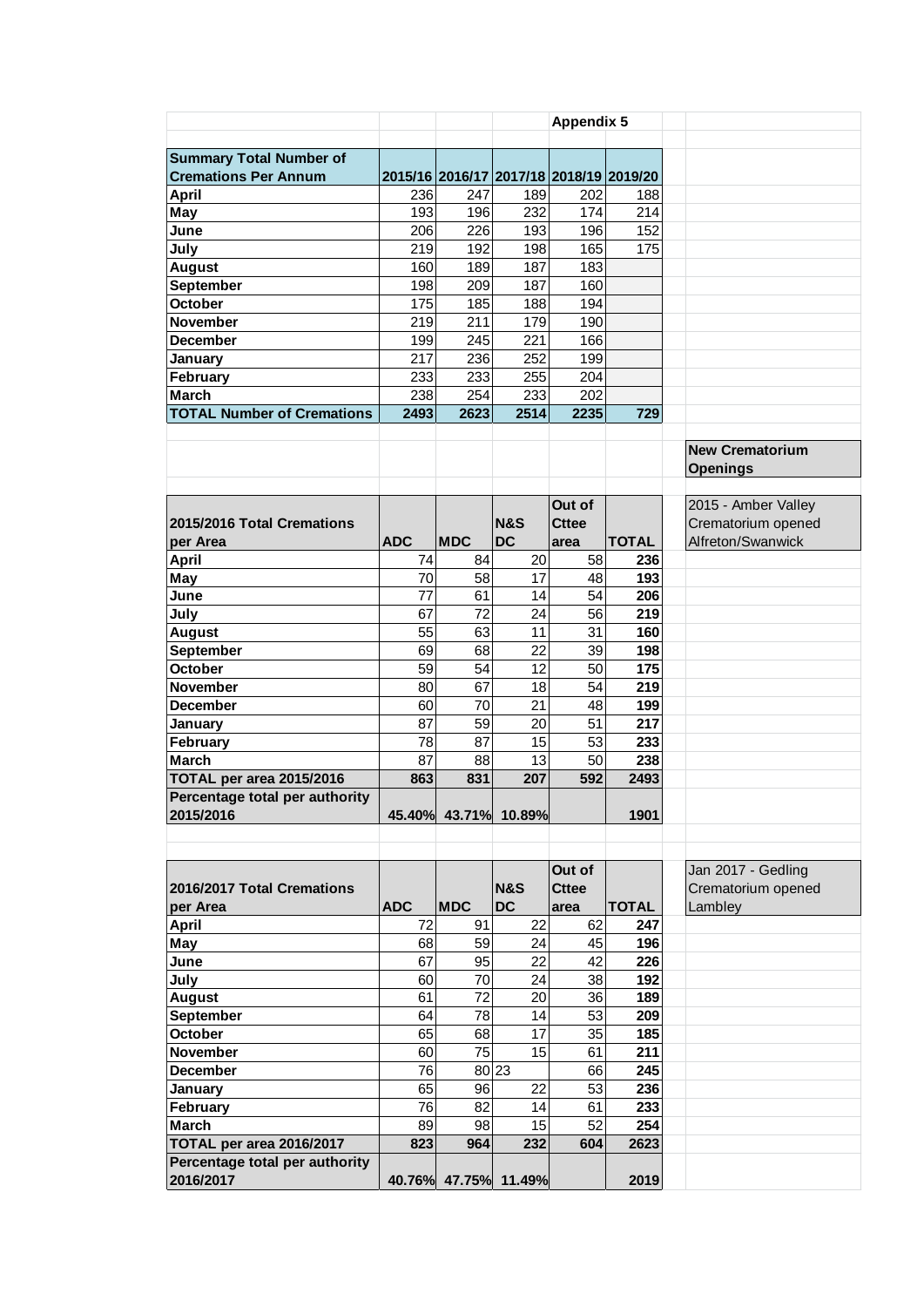**Appendix 5**

| Summary Total Number of Cremations Per Annum | 2015/16 | 2016/17 | 2017/18 | 2018/19 | 2019/20 |
|---|---|---|---|---|---|
| April | 236 | 247 | 189 | 202 | 188 |
| May | 193 | 196 | 232 | 174 | 214 |
| June | 206 | 226 | 193 | 196 | 152 |
| July | 219 | 192 | 198 | 165 | 175 |
| August | 160 | 189 | 187 | 183 | |
| September | 198 | 209 | 187 | 160 | |
| October | 175 | 185 | 188 | 194 | |
| November | 219 | 211 | 179 | 190 | |
| December | 199 | 245 | 221 | 166 | |
| January | 217 | 236 | 252 | 199 | |
| February | 233 | 233 | 255 | 204 | |
| March | 238 | 254 | 233 | 202 | |
| **TOTAL Number of Cremations** | **2493** | **2623** | **2514** | **2235** | **729** |

**New Crematorium Openings**

2015 - Amber Valley Crematorium opened Alfreton/Swanwick

| 2015/2016 Total Cremations per Area | ADC | MDC | N&S DC | Out of Cttee area | TOTAL |
|---|---|---|---|---|---|
| April | 74 | 84 | 20 | 58 | **236** |
| May | 70 | 58 | 17 | 48 | **193** |
| June | 77 | 61 | 14 | 54 | **206** |
| July | 67 | 72 | 24 | 56 | **219** |
| August | 55 | 63 | 11 | 31 | **160** |
| September | 69 | 68 | 22 | 39 | **198** |
| October | 59 | 54 | 12 | 50 | **175** |
| November | 80 | 67 | 18 | 54 | **219** |
| December | 60 | 70 | 21 | 48 | **199** |
| January | 87 | 59 | 20 | 51 | **217** |
| February | 78 | 87 | 15 | 53 | **233** |
| March | 87 | 88 | 13 | 50 | **238** |
| **TOTAL per area 2015/2016** | **863** | **831** | **207** | **592** | **2493** |
| **Percentage total per authority 2015/2016** | **45.40%** | **43.71%** | **10.89%** | | **1901** |

Jan 2017 - Gedling Crematorium opened Lambley

| 2016/2017 Total Cremations per Area | ADC | MDC | N&S DC | Out of Cttee area | TOTAL |
|---|---|---|---|---|---|
| April | 72 | 91 | 22 | 62 | **247** |
| May | 68 | 59 | 24 | 45 | **196** |
| June | 67 | 95 | 22 | 42 | **226** |
| July | 60 | 70 | 24 | 38 | **192** |
| August | 61 | 72 | 20 | 36 | **189** |
| September | 64 | 78 | 14 | 53 | **209** |
| October | 65 | 68 | 17 | 35 | **185** |
| November | 60 | 75 | 15 | 61 | **211** |
| December | 76 | 80 | 23 | 66 | **245** |
| January | 65 | 96 | 22 | 53 | **236** |
| February | 76 | 82 | 14 | 61 | **233** |
| March | 89 | 98 | 15 | 52 | **254** |
| **TOTAL per area 2016/2017** | **823** | **964** | **232** | **604** | **2623** |
| **Percentage total per authority 2016/2017** | **40.76%** | **47.75%** | **11.49%** | | **2019** |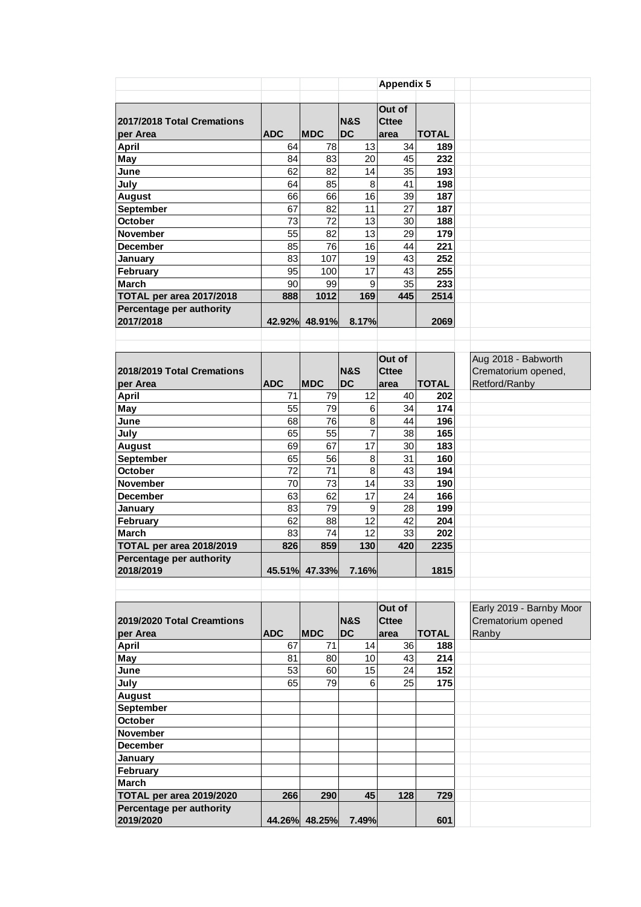**Appendix 5**

| 2017/2018 Total Cremations per Area | ADC | MDC | N&S DC | Out of Cttee area | TOTAL |
|---|---|---|---|---|---|
| **April** | 64 | 78 | 13 | 34 | **189** |
| **May** | 84 | 83 | 20 | 45 | **232** |
| **June** | 62 | 82 | 14 | 35 | **193** |
| **July** | 64 | 85 | 8 | 41 | **198** |
| **August** | 66 | 66 | 16 | 39 | **187** |
| **September** | 67 | 82 | 11 | 27 | **187** |
| **October** | 73 | 72 | 13 | 30 | **188** |
| **November** | 55 | 82 | 13 | 29 | **179** |
| **December** | 85 | 76 | 16 | 44 | **221** |
| **January** | 83 | 107 | 19 | 43 | **252** |
| **February** | 95 | 100 | 17 | 43 | **255** |
| **March** | 90 | 99 | 9 | 35 | **233** |
| **TOTAL per area 2017/2018** | **888** | **1012** | **169** | **445** | **2514** |
| **Percentage per authority 2017/2018** | **42.92%** | **48.91%** | **8.17%** | | **2069** |

| 2018/2019 Total Cremations per Area | ADC | MDC | N&S DC | Out of Cttee area | TOTAL |
|---|---|---|---|---|---|
| **April** | 71 | 79 | 12 | 40 | **202** |
| **May** | 55 | 79 | 6 | 34 | **174** |
| **June** | 68 | 76 | 8 | 44 | **196** |
| **July** | 65 | 55 | 7 | 38 | **165** |
| **August** | 69 | 67 | 17 | 30 | **183** |
| **September** | 65 | 56 | 8 | 31 | **160** |
| **October** | 72 | 71 | 8 | 43 | **194** |
| **November** | 70 | 73 | 14 | 33 | **190** |
| **December** | 63 | 62 | 17 | 24 | **166** |
| **January** | 83 | 79 | 9 | 28 | **199** |
| **February** | 62 | 88 | 12 | 42 | **204** |
| **March** | 83 | 74 | 12 | 33 | **202** |
| **TOTAL per area 2018/2019** | **826** | **859** | **130** | **420** | **2235** |
| **Percentage per authority 2018/2019** | **45.51%** | **47.33%** | **7.16%** | | **1815** |

Aug 2018 - Babworth Crematorium opened, Retford/Ranby

| 2019/2020 Total Creamtions per Area | ADC | MDC | N&S DC | Out of Cttee area | TOTAL |
|---|---|---|---|---|---|
| **April** | 67 | 71 | 14 | 36 | **188** |
| **May** | 81 | 80 | 10 | 43 | **214** |
| **June** | 53 | 60 | 15 | 24 | **152** |
| **July** | 65 | 79 | 6 | 25 | **175** |
| **August** | | | | | |
| **September** | | | | | |
| **October** | | | | | |
| **November** | | | | | |
| **December** | | | | | |
| **January** | | | | | |
| **February** | | | | | |
| **March** | | | | | |
| **TOTAL per area 2019/2020** | **266** | **290** | **45** | **128** | **729** |
| **Percentage per authority 2019/2020** | **44.26%** | **48.25%** | **7.49%** | | **601** |

Early 2019 - Barnby Moor Crematorium opened Ranby